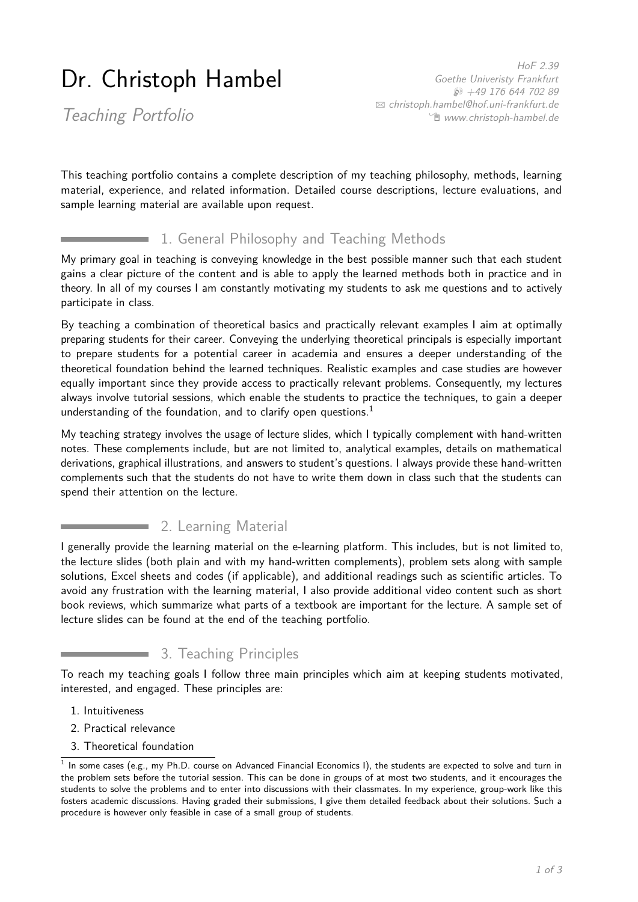# Dr. Christoph Hambel

*Teaching Portfolio*

*HoF 2.39*
*Goethe Univeristy Frankfurt*
*+49 176 644 702 89*
*christoph.hambel@hof.uni-frankfurt.de*
*www.christoph-hambel.de*

This teaching portfolio contains a complete description of my teaching philosophy, methods, learning material, experience, and related information. Detailed course descriptions, lecture evaluations, and sample learning material are available upon request.

## 1. General Philosophy and Teaching Methods

My primary goal in teaching is conveying knowledge in the best possible manner such that each student gains a clear picture of the content and is able to apply the learned methods both in practice and in theory. In all of my courses I am constantly motivating my students to ask me questions and to actively participate in class.

By teaching a combination of theoretical basics and practically relevant examples I aim at optimally preparing students for their career. Conveying the underlying theoretical principals is especially important to prepare students for a potential career in academia and ensures a deeper understanding of the theoretical foundation behind the learned techniques. Realistic examples and case studies are however equally important since they provide access to practically relevant problems. Consequently, my lectures always involve tutorial sessions, which enable the students to practice the techniques, to gain a deeper understanding of the foundation, and to clarify open questions.[1]

My teaching strategy involves the usage of lecture slides, which I typically complement with hand-written notes. These complements include, but are not limited to, analytical examples, details on mathematical derivations, graphical illustrations, and answers to student's questions. I always provide these hand-written complements such that the students do not have to write them down in class such that the students can spend their attention on the lecture.

## 2. Learning Material

I generally provide the learning material on the e-learning platform. This includes, but is not limited to, the lecture slides (both plain and with my hand-written complements), problem sets along with sample solutions, Excel sheets and codes (if applicable), and additional readings such as scientific articles. To avoid any frustration with the learning material, I also provide additional video content such as short book reviews, which summarize what parts of a textbook are important for the lecture. A sample set of lecture slides can be found at the end of the teaching portfolio.

## 3. Teaching Principles

To reach my teaching goals I follow three main principles which aim at keeping students motivated, interested, and engaged. These principles are:

1. Intuitiveness
2. Practical relevance
3. Theoretical foundation

[1] In some cases (e.g., my Ph.D. course on Advanced Financial Economics I), the students are expected to solve and turn in the problem sets before the tutorial session. This can be done in groups of at most two students, and it encourages the students to solve the problems and to enter into discussions with their classmates. In my experience, group-work like this fosters academic discussions. Having graded their submissions, I give them detailed feedback about their solutions. Such a procedure is however only feasible in case of a small group of students.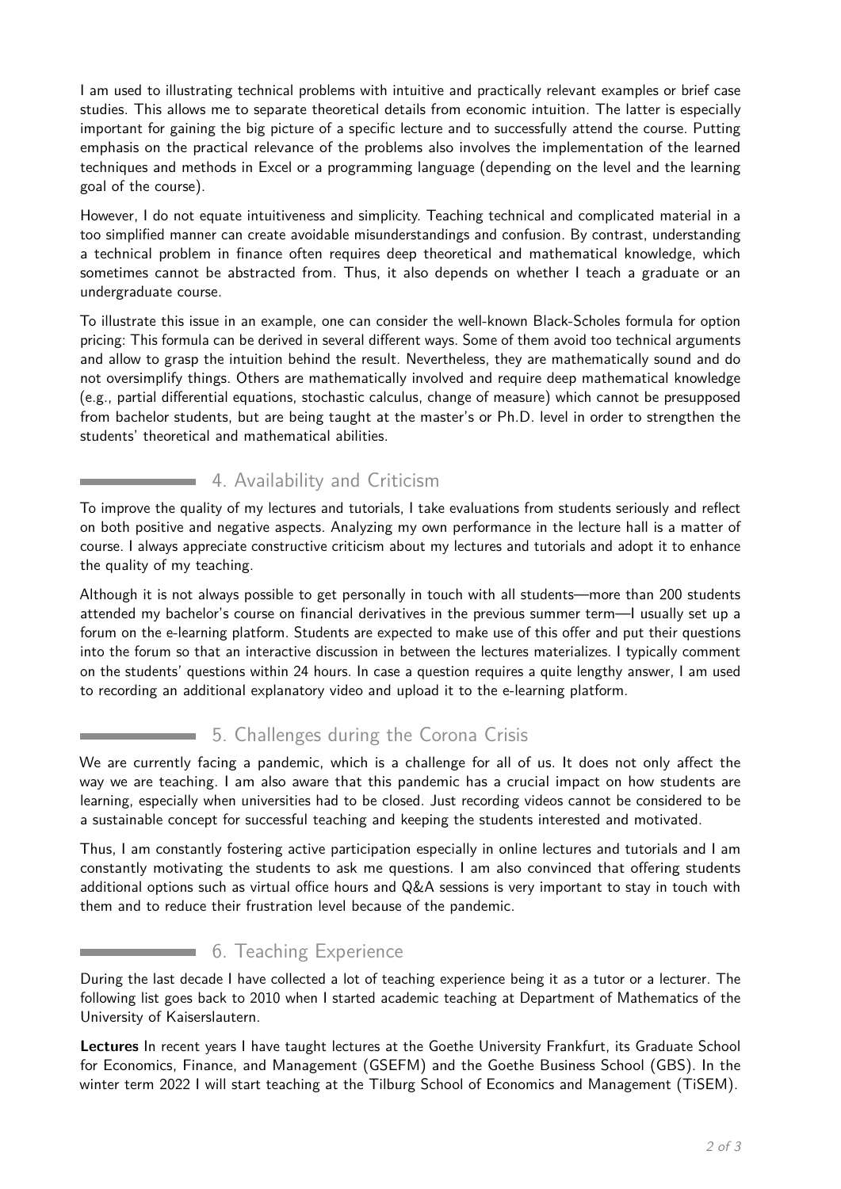I am used to illustrating technical problems with intuitive and practically relevant examples or brief case studies. This allows me to separate theoretical details from economic intuition. The latter is especially important for gaining the big picture of a specific lecture and to successfully attend the course. Putting emphasis on the practical relevance of the problems also involves the implementation of the learned techniques and methods in Excel or a programming language (depending on the level and the learning goal of the course).

However, I do not equate intuitiveness and simplicity. Teaching technical and complicated material in a too simplified manner can create avoidable misunderstandings and confusion. By contrast, understanding a technical problem in finance often requires deep theoretical and mathematical knowledge, which sometimes cannot be abstracted from. Thus, it also depends on whether I teach a graduate or an undergraduate course.

To illustrate this issue in an example, one can consider the well-known Black-Scholes formula for option pricing: This formula can be derived in several different ways. Some of them avoid too technical arguments and allow to grasp the intuition behind the result. Nevertheless, they are mathematically sound and do not oversimplify things. Others are mathematically involved and require deep mathematical knowledge (e.g., partial differential equations, stochastic calculus, change of measure) which cannot be presupposed from bachelor students, but are being taught at the master's or Ph.D. level in order to strengthen the students' theoretical and mathematical abilities.

## 4. Availability and Criticism

To improve the quality of my lectures and tutorials, I take evaluations from students seriously and reflect on both positive and negative aspects. Analyzing my own performance in the lecture hall is a matter of course. I always appreciate constructive criticism about my lectures and tutorials and adopt it to enhance the quality of my teaching.

Although it is not always possible to get personally in touch with all students—more than 200 students attended my bachelor's course on financial derivatives in the previous summer term—I usually set up a forum on the e-learning platform. Students are expected to make use of this offer and put their questions into the forum so that an interactive discussion in between the lectures materializes. I typically comment on the students' questions within 24 hours. In case a question requires a quite lengthy answer, I am used to recording an additional explanatory video and upload it to the e-learning platform.

## 5. Challenges during the Corona Crisis

We are currently facing a pandemic, which is a challenge for all of us. It does not only affect the way we are teaching. I am also aware that this pandemic has a crucial impact on how students are learning, especially when universities had to be closed. Just recording videos cannot be considered to be a sustainable concept for successful teaching and keeping the students interested and motivated.

Thus, I am constantly fostering active participation especially in online lectures and tutorials and I am constantly motivating the students to ask me questions. I am also convinced that offering students additional options such as virtual office hours and Q&A sessions is very important to stay in touch with them and to reduce their frustration level because of the pandemic.

## 6. Teaching Experience

During the last decade I have collected a lot of teaching experience being it as a tutor or a lecturer. The following list goes back to 2010 when I started academic teaching at Department of Mathematics of the University of Kaiserslautern.

**Lectures** In recent years I have taught lectures at the Goethe University Frankfurt, its Graduate School for Economics, Finance, and Management (GSEFM) and the Goethe Business School (GBS). In the winter term 2022 I will start teaching at the Tilburg School of Economics and Management (TiSEM).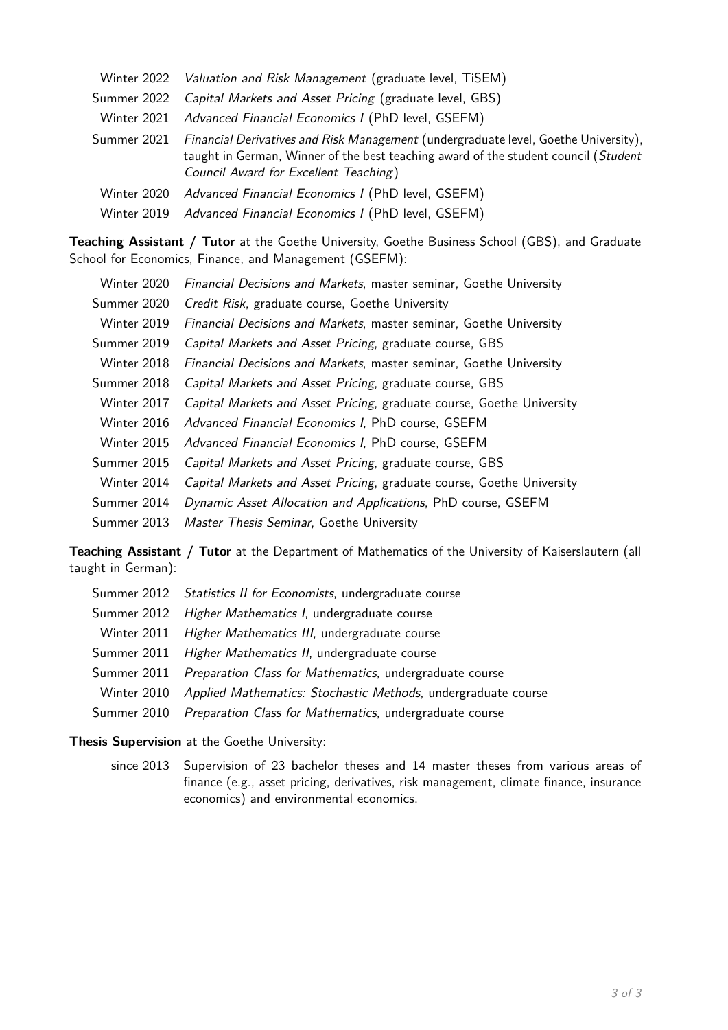| | |
|---|---|
| Winter 2022 | *Valuation and Risk Management* (graduate level, TiSEM) |
| Summer 2022 | *Capital Markets and Asset Pricing* (graduate level, GBS) |
| Winter 2021 | *Advanced Financial Economics I* (PhD level, GSEFM) |
| Summer 2021 | *Financial Derivatives and Risk Management* (undergraduate level, Goethe University), taught in German, Winner of the best teaching award of the student council (*Student Council Award for Excellent Teaching*) |
| Winter 2020 | *Advanced Financial Economics I* (PhD level, GSEFM) |
| Winter 2019 | *Advanced Financial Economics I* (PhD level, GSEFM) |

**Teaching Assistant / Tutor** at the Goethe University, Goethe Business School (GBS), and Graduate School for Economics, Finance, and Management (GSEFM):

| | |
|---|---|
| Winter 2020 | *Financial Decisions and Markets*, master seminar, Goethe University |
| Summer 2020 | *Credit Risk*, graduate course, Goethe University |
| Winter 2019 | *Financial Decisions and Markets*, master seminar, Goethe University |
| Summer 2019 | *Capital Markets and Asset Pricing*, graduate course, GBS |
| Winter 2018 | *Financial Decisions and Markets*, master seminar, Goethe University |
| Summer 2018 | *Capital Markets and Asset Pricing*, graduate course, GBS |
| Winter 2017 | *Capital Markets and Asset Pricing*, graduate course, Goethe University |
| Winter 2016 | *Advanced Financial Economics I*, PhD course, GSEFM |
| Winter 2015 | *Advanced Financial Economics I*, PhD course, GSEFM |
| Summer 2015 | *Capital Markets and Asset Pricing*, graduate course, GBS |
| Winter 2014 | *Capital Markets and Asset Pricing*, graduate course, Goethe University |
| Summer 2014 | *Dynamic Asset Allocation and Applications*, PhD course, GSEFM |
| Summer 2013 | *Master Thesis Seminar*, Goethe University |

**Teaching Assistant / Tutor** at the Department of Mathematics of the University of Kaiserslautern (all taught in German):

| | |
|---|---|
| Summer 2012 | *Statistics II for Economists*, undergraduate course |
| Summer 2012 | *Higher Mathematics I*, undergraduate course |
| Winter 2011 | *Higher Mathematics III*, undergraduate course |
| Summer 2011 | *Higher Mathematics II*, undergraduate course |
| Summer 2011 | *Preparation Class for Mathematics*, undergraduate course |
| Winter 2010 | *Applied Mathematics: Stochastic Methods*, undergraduate course |
| Summer 2010 | *Preparation Class for Mathematics*, undergraduate course |

**Thesis Supervision** at the Goethe University:

| | |
|---|---|
| since 2013 | Supervision of 23 bachelor theses and 14 master theses from various areas of finance (e.g., asset pricing, derivatives, risk management, climate finance, insurance economics) and environmental economics. |